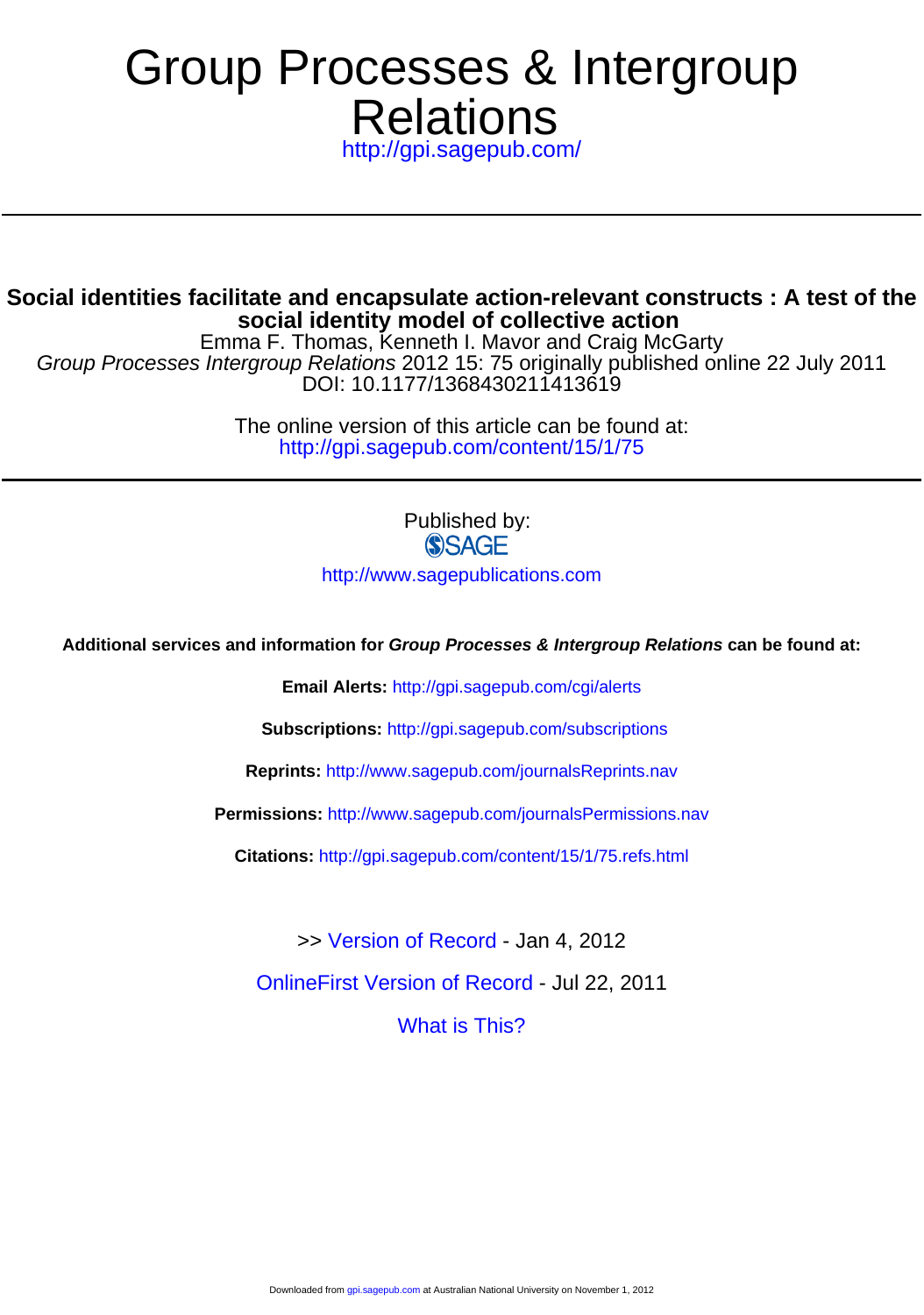# Group Processes & Intergroup Relations

http://gpi.sagepub.com/

## Social identities facilitate and encapsulate action-relevant constructs : A test of the social identity model of collective action

Emma F. Thomas, Kenneth I. Mavor and Craig McGarty

*Group Processes Intergroup Relations* 2012 15: 75 originally published online 22 July 2011

DOI: 10.1177/1368430211413619

The online version of this article can be found at:

http://gpi.sagepub.com/content/15/1/75

Published by:

SAGE

http://www.sagepublications.com

**Additional services and information for *Group Processes & Intergroup Relations* can be found at:**

**Email Alerts:** http://gpi.sagepub.com/cgi/alerts

**Subscriptions:** http://gpi.sagepub.com/subscriptions

**Reprints:** http://www.sagepub.com/journalsReprints.nav

**Permissions:** http://www.sagepub.com/journalsPermissions.nav

**Citations:** http://gpi.sagepub.com/content/15/1/75.refs.html

>> Version of Record - Jan 4, 2012

OnlineFirst Version of Record - Jul 22, 2011

What is This?

Downloaded from gpi.sagepub.com at Australian National University on November 1, 2012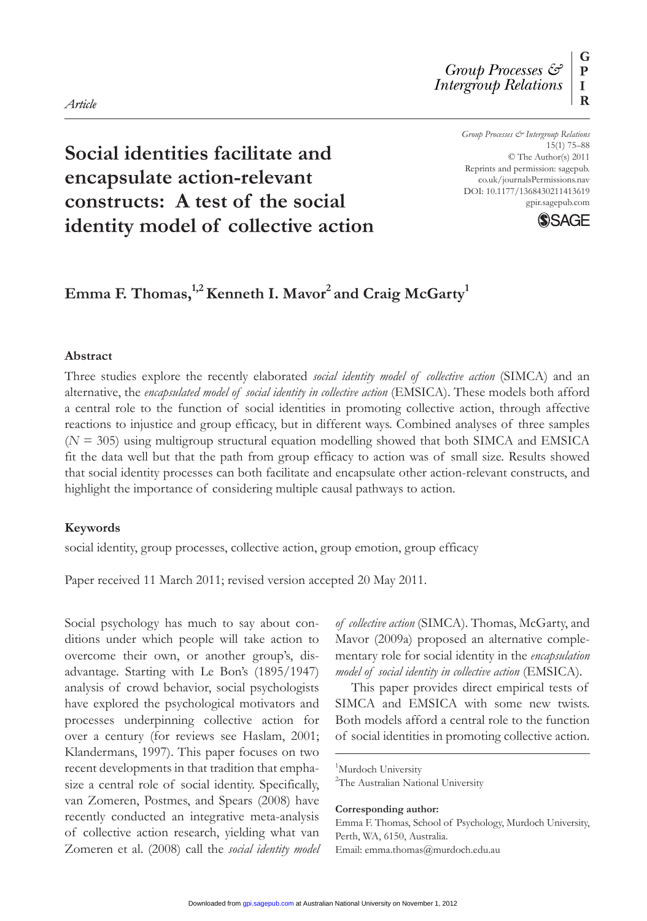*Article*

# Social identities facilitate and encapsulate action-relevant constructs: A test of the social identity model of collective action

*Group Processes & Intergroup Relations*
15(1) 75–88
© The Author(s) 2011
Reprints and permission: sagepub.co.uk/journalsPermissions.nav
DOI: 10.1177/1368430211413619
gpir.sagepub.com

**Emma F. Thomas,[1,2] Kenneth I. Mavor[2] and Craig McGarty[1]**

### Abstract

Three studies explore the recently elaborated *social identity model of collective action* (SIMCA) and an alternative, the *encapsulated model of social identity in collective action* (EMSICA). These models both afford a central role to the function of social identities in promoting collective action, through affective reactions to injustice and group efficacy, but in different ways. Combined analyses of three samples ($N$ = 305) using multigroup structural equation modelling showed that both SIMCA and EMSICA fit the data well but that the path from group efficacy to action was of small size. Results showed that social identity processes can both facilitate and encapsulate other action-relevant constructs, and highlight the importance of considering multiple causal pathways to action.

### Keywords

social identity, group processes, collective action, group emotion, group efficacy

Paper received 11 March 2011; revised version accepted 20 May 2011.

Social psychology has much to say about conditions under which people will take action to overcome their own, or another group's, disadvantage. Starting with Le Bon's (1895/1947) analysis of crowd behavior, social psychologists have explored the psychological motivators and processes underpinning collective action for over a century (for reviews see Haslam, 2001; Klandermans, 1997). This paper focuses on two recent developments in that tradition that emphasize a central role of social identity. Specifically, van Zomeren, Postmes, and Spears (2008) have recently conducted an integrative meta-analysis of collective action research, yielding what van Zomeren et al. (2008) call the *social identity model of collective action* (SIMCA). Thomas, McGarty, and Mavor (2009a) proposed an alternative complementary role for social identity in the *encapsulation model of social identity in collective action* (EMSICA).

This paper provides direct empirical tests of SIMCA and EMSICA with some new twists. Both models afford a central role to the function of social identities in promoting collective action.

[1]Murdoch University
[2]The Australian National University

**Corresponding author:**
Emma F. Thomas, School of Psychology, Murdoch University, Perth, WA, 6150, Australia.
Email: emma.thomas@murdoch.edu.au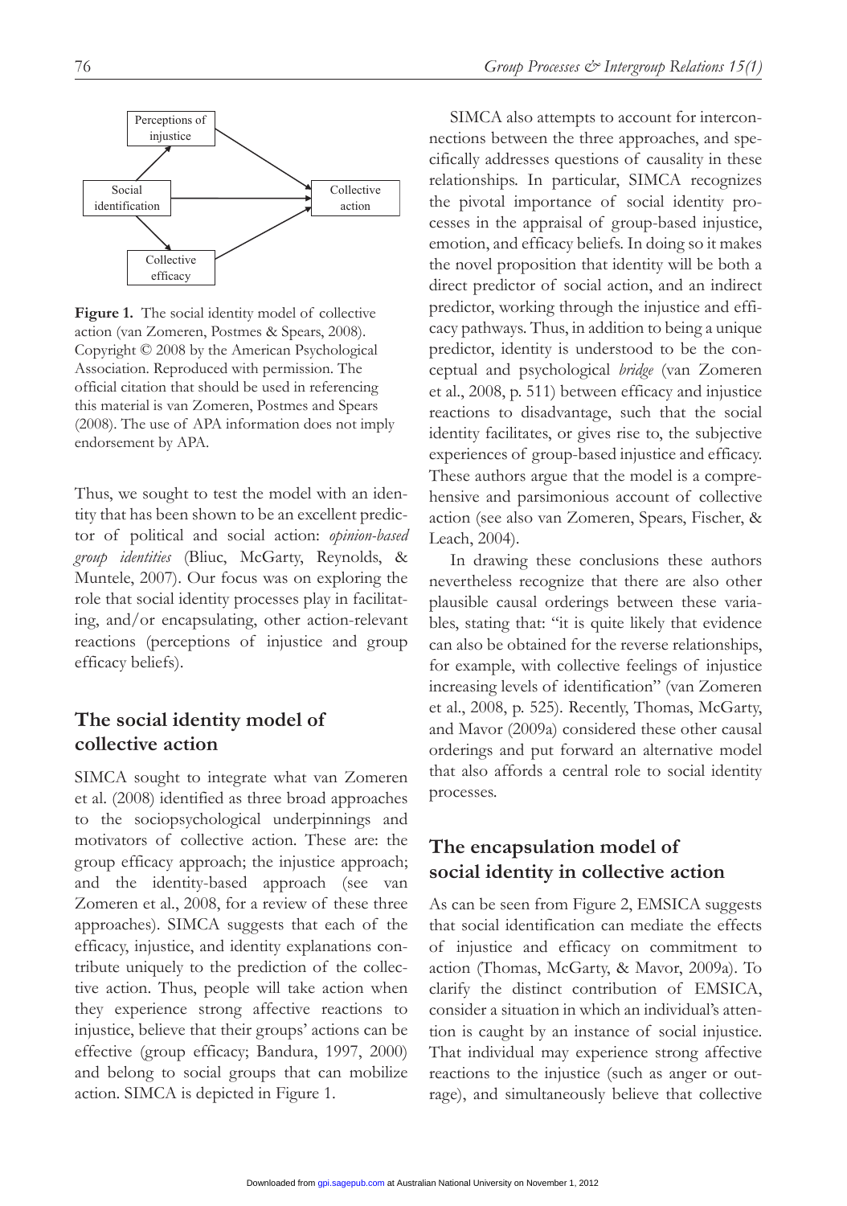Figure 1. The social identity model of collective action (van Zomeren, Postmes & Spears, 2008). Copyright © 2008 by the American Psychological Association. Reproduced with permission. The official citation that should be used in referencing this material is van Zomeren, Postmes and Spears (2008). The use of APA information does not imply endorsement by APA.

Thus, we sought to test the model with an identity that has been shown to be an excellent predictor of political and social action: *opinion-based group identities* (Bliuc, McGarty, Reynolds, & Muntele, 2007). Our focus was on exploring the role that social identity processes play in facilitating, and/or encapsulating, other action-relevant reactions (perceptions of injustice and group efficacy beliefs).

## The social identity model of collective action

SIMCA sought to integrate what van Zomeren et al. (2008) identified as three broad approaches to the sociopsychological underpinnings and motivators of collective action. These are: the group efficacy approach; the injustice approach; and the identity-based approach (see van Zomeren et al., 2008, for a review of these three approaches). SIMCA suggests that each of the efficacy, injustice, and identity explanations contribute uniquely to the prediction of the collective action. Thus, people will take action when they experience strong affective reactions to injustice, believe that their groups' actions can be effective (group efficacy; Bandura, 1997, 2000) and belong to social groups that can mobilize action. SIMCA is depicted in Figure 1.

SIMCA also attempts to account for interconnections between the three approaches, and specifically addresses questions of causality in these relationships. In particular, SIMCA recognizes the pivotal importance of social identity processes in the appraisal of group-based injustice, emotion, and efficacy beliefs. In doing so it makes the novel proposition that identity will be both a direct predictor of social action, and an indirect predictor, working through the injustice and efficacy pathways. Thus, in addition to being a unique predictor, identity is understood to be the conceptual and psychological *bridge* (van Zomeren et al., 2008, p. 511) between efficacy and injustice reactions to disadvantage, such that the social identity facilitates, or gives rise to, the subjective experiences of group-based injustice and efficacy. These authors argue that the model is a comprehensive and parsimonious account of collective action (see also van Zomeren, Spears, Fischer, & Leach, 2004).

In drawing these conclusions these authors nevertheless recognize that there are also other plausible causal orderings between these variables, stating that: "it is quite likely that evidence can also be obtained for the reverse relationships, for example, with collective feelings of injustice increasing levels of identification" (van Zomeren et al., 2008, p. 525). Recently, Thomas, McGarty, and Mavor (2009a) considered these other causal orderings and put forward an alternative model that also affords a central role to social identity processes.

## The encapsulation model of social identity in collective action

As can be seen from Figure 2, EMSICA suggests that social identification can mediate the effects of injustice and efficacy on commitment to action (Thomas, McGarty, & Mavor, 2009a). To clarify the distinct contribution of EMSICA, consider a situation in which an individual's attention is caught by an instance of social injustice. That individual may experience strong affective reactions to the injustice (such as anger or outrage), and simultaneously believe that collective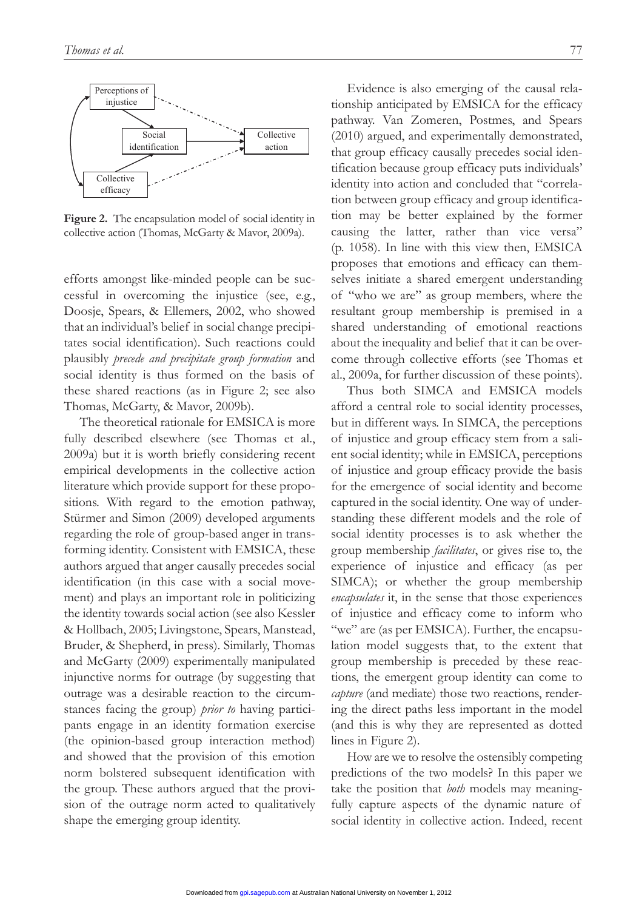Perceptions of injustice

Social identification

Collective action

Collective efficacy

**Figure 2.** The encapsulation model of social identity in collective action (Thomas, McGarty & Mavor, 2009a).

efforts amongst like-minded people can be successful in overcoming the injustice (see, e.g., Doosje, Spears, & Ellemers, 2002, who showed that an individual's belief in social change precipitates social identification). Such reactions could plausibly *precede and precipitate group formation* and social identity is thus formed on the basis of these shared reactions (as in Figure 2; see also Thomas, McGarty, & Mavor, 2009b).

The theoretical rationale for EMSICA is more fully described elsewhere (see Thomas et al., 2009a) but it is worth briefly considering recent empirical developments in the collective action literature which provide support for these propositions. With regard to the emotion pathway, Stürmer and Simon (2009) developed arguments regarding the role of group-based anger in transforming identity. Consistent with EMSICA, these authors argued that anger causally precedes social identification (in this case with a social movement) and plays an important role in politicizing the identity towards social action (see also Kessler & Hollbach, 2005; Livingstone, Spears, Manstead, Bruder, & Shepherd, in press). Similarly, Thomas and McGarty (2009) experimentally manipulated injunctive norms for outrage (by suggesting that outrage was a desirable reaction to the circumstances facing the group) *prior to* having participants engage in an identity formation exercise (the opinion-based group interaction method) and showed that the provision of this emotion norm bolstered subsequent identification with the group. These authors argued that the provision of the outrage norm acted to qualitatively shape the emerging group identity.

Evidence is also emerging of the causal relationship anticipated by EMSICA for the efficacy pathway. Van Zomeren, Postmes, and Spears (2010) argued, and experimentally demonstrated, that group efficacy causally precedes social identification because group efficacy puts individuals' identity into action and concluded that "correlation between group efficacy and group identification may be better explained by the former causing the latter, rather than vice versa" (p. 1058). In line with this view then, EMSICA proposes that emotions and efficacy can themselves initiate a shared emergent understanding of "who we are" as group members, where the resultant group membership is premised in a shared understanding of emotional reactions about the inequality and belief that it can be overcome through collective efforts (see Thomas et al., 2009a, for further discussion of these points).

Thus both SIMCA and EMSICA models afford a central role to social identity processes, but in different ways. In SIMCA, the perceptions of injustice and group efficacy stem from a salient social identity; while in EMSICA, perceptions of injustice and group efficacy provide the basis for the emergence of social identity and become captured in the social identity. One way of understanding these different models and the role of social identity processes is to ask whether the group membership *facilitates*, or gives rise to, the experience of injustice and efficacy (as per SIMCA); or whether the group membership *encapsulates* it, in the sense that those experiences of injustice and efficacy come to inform who "we" are (as per EMSICA). Further, the encapsulation model suggests that, to the extent that group membership is preceded by these reactions, the emergent group identity can come to *capture* (and mediate) those two reactions, rendering the direct paths less important in the model (and this is why they are represented as dotted lines in Figure 2).

How are we to resolve the ostensibly competing predictions of the two models? In this paper we take the position that *both* models may meaningfully capture aspects of the dynamic nature of social identity in collective action. Indeed, recent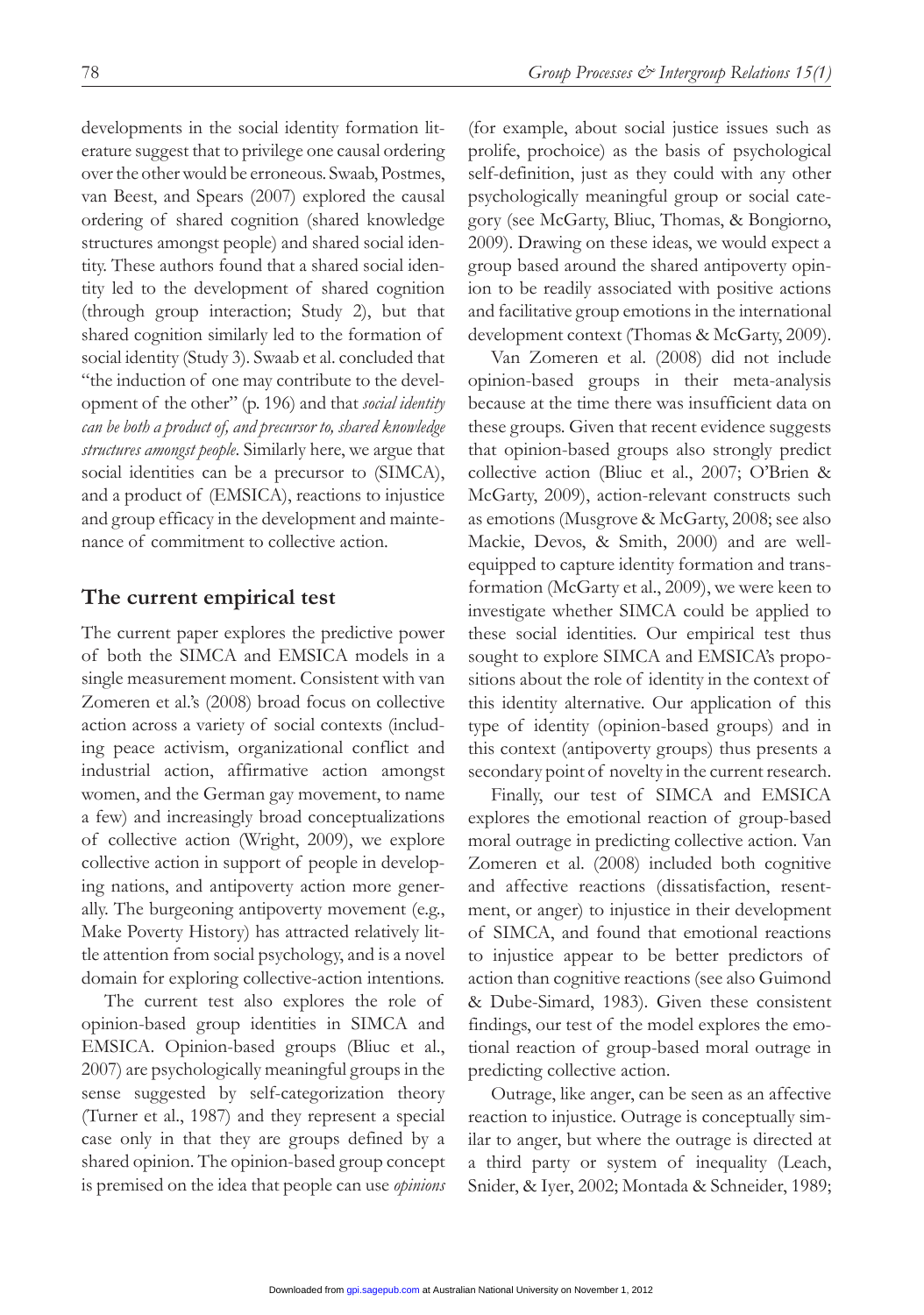developments in the social identity formation literature suggest that to privilege one causal ordering over the other would be erroneous. Swaab, Postmes, van Beest, and Spears (2007) explored the causal ordering of shared cognition (shared knowledge structures amongst people) and shared social identity. These authors found that a shared social identity led to the development of shared cognition (through group interaction; Study 2), but that shared cognition similarly led to the formation of social identity (Study 3). Swaab et al. concluded that "the induction of one may contribute to the development of the other" (p. 196) and that *social identity can be both a product of, and precursor to, shared knowledge structures amongst people*. Similarly here, we argue that social identities can be a precursor to (SIMCA), and a product of (EMSICA), reactions to injustice and group efficacy in the development and maintenance of commitment to collective action.

## The current empirical test

The current paper explores the predictive power of both the SIMCA and EMSICA models in a single measurement moment. Consistent with van Zomeren et al.'s (2008) broad focus on collective action across a variety of social contexts (including peace activism, organizational conflict and industrial action, affirmative action amongst women, and the German gay movement, to name a few) and increasingly broad conceptualizations of collective action (Wright, 2009), we explore collective action in support of people in developing nations, and antipoverty action more generally. The burgeoning antipoverty movement (e.g., Make Poverty History) has attracted relatively little attention from social psychology, and is a novel domain for exploring collective-action intentions.

The current test also explores the role of opinion-based group identities in SIMCA and EMSICA. Opinion-based groups (Bliuc et al., 2007) are psychologically meaningful groups in the sense suggested by self-categorization theory (Turner et al., 1987) and they represent a special case only in that they are groups defined by a shared opinion. The opinion-based group concept is premised on the idea that people can use *opinions* (for example, about social justice issues such as prolife, prochoice) as the basis of psychological self-definition, just as they could with any other psychologically meaningful group or social category (see McGarty, Bliuc, Thomas, & Bongiorno, 2009). Drawing on these ideas, we would expect a group based around the shared antipoverty opinion to be readily associated with positive actions and facilitative group emotions in the international development context (Thomas & McGarty, 2009).

Van Zomeren et al. (2008) did not include opinion-based groups in their meta-analysis because at the time there was insufficient data on these groups. Given that recent evidence suggests that opinion-based groups also strongly predict collective action (Bliuc et al., 2007; O'Brien & McGarty, 2009), action-relevant constructs such as emotions (Musgrove & McGarty, 2008; see also Mackie, Devos, & Smith, 2000) and are well-equipped to capture identity formation and transformation (McGarty et al., 2009), we were keen to investigate whether SIMCA could be applied to these social identities. Our empirical test thus sought to explore SIMCA and EMSICA's propositions about the role of identity in the context of this identity alternative. Our application of this type of identity (opinion-based groups) and in this context (antipoverty groups) thus presents a secondary point of novelty in the current research.

Finally, our test of SIMCA and EMSICA explores the emotional reaction of group-based moral outrage in predicting collective action. Van Zomeren et al. (2008) included both cognitive and affective reactions (dissatisfaction, resentment, or anger) to injustice in their development of SIMCA, and found that emotional reactions to injustice appear to be better predictors of action than cognitive reactions (see also Guimond & Dube-Simard, 1983). Given these consistent findings, our test of the model explores the emotional reaction of group-based moral outrage in predicting collective action.

Outrage, like anger, can be seen as an affective reaction to injustice. Outrage is conceptually similar to anger, but where the outrage is directed at a third party or system of inequality (Leach, Snider, & Iyer, 2002; Montada & Schneider, 1989;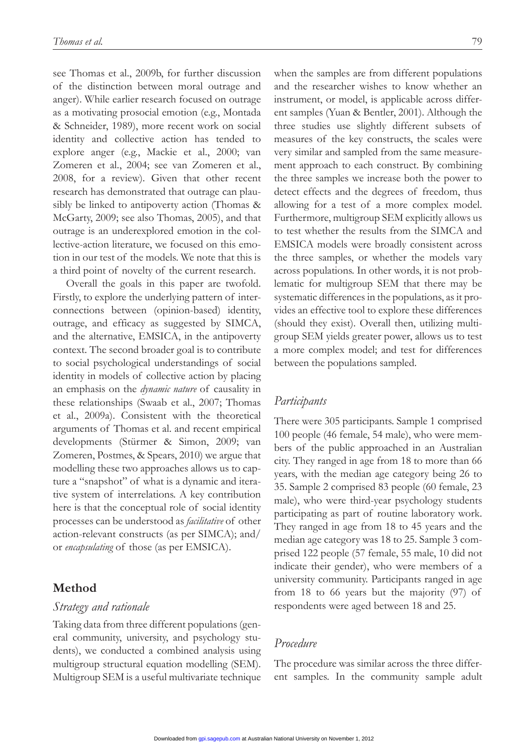see Thomas et al., 2009b, for further discussion of the distinction between moral outrage and anger). While earlier research focused on outrage as a motivating prosocial emotion (e.g., Montada & Schneider, 1989), more recent work on social identity and collective action has tended to explore anger (e.g., Mackie et al., 2000; van Zomeren et al., 2004; see van Zomeren et al., 2008, for a review). Given that other recent research has demonstrated that outrage can plausibly be linked to antipoverty action (Thomas & McGarty, 2009; see also Thomas, 2005), and that outrage is an underexplored emotion in the collective-action literature, we focused on this emotion in our test of the models. We note that this is a third point of novelty of the current research.

Overall the goals in this paper are twofold. Firstly, to explore the underlying pattern of interconnections between (opinion-based) identity, outrage, and efficacy as suggested by SIMCA, and the alternative, EMSICA, in the antipoverty context. The second broader goal is to contribute to social psychological understandings of social identity in models of collective action by placing an emphasis on the *dynamic nature* of causality in these relationships (Swaab et al., 2007; Thomas et al., 2009a). Consistent with the theoretical arguments of Thomas et al. and recent empirical developments (Stürmer & Simon, 2009; van Zomeren, Postmes, & Spears, 2010) we argue that modelling these two approaches allows us to capture a "snapshot" of what is a dynamic and iterative system of interrelations. A key contribution here is that the conceptual role of social identity processes can be understood as *facilitative* of other action-relevant constructs (as per SIMCA); and/or *encapsulating* of those (as per EMSICA).

## Method

### Strategy and rationale

Taking data from three different populations (general community, university, and psychology students), we conducted a combined analysis using multigroup structural equation modelling (SEM). Multigroup SEM is a useful multivariate technique when the samples are from different populations and the researcher wishes to know whether an instrument, or model, is applicable across different samples (Yuan & Bentler, 2001). Although the three studies use slightly different subsets of measures of the key constructs, the scales were very similar and sampled from the same measurement approach to each construct. By combining the three samples we increase both the power to detect effects and the degrees of freedom, thus allowing for a test of a more complex model. Furthermore, multigroup SEM explicitly allows us to test whether the results from the SIMCA and EMSICA models were broadly consistent across the three samples, or whether the models vary across populations. In other words, it is not problematic for multigroup SEM that there may be systematic differences in the populations, as it provides an effective tool to explore these differences (should they exist). Overall then, utilizing multigroup SEM yields greater power, allows us to test a more complex model; and test for differences between the populations sampled.

### Participants

There were 305 participants. Sample 1 comprised 100 people (46 female, 54 male), who were members of the public approached in an Australian city. They ranged in age from 18 to more than 66 years, with the median age category being 26 to 35. Sample 2 comprised 83 people (60 female, 23 male), who were third-year psychology students participating as part of routine laboratory work. They ranged in age from 18 to 45 years and the median age category was 18 to 25. Sample 3 comprised 122 people (57 female, 55 male, 10 did not indicate their gender), who were members of a university community. Participants ranged in age from 18 to 66 years but the majority (97) of respondents were aged between 18 and 25.

### Procedure

The procedure was similar across the three different samples. In the community sample adult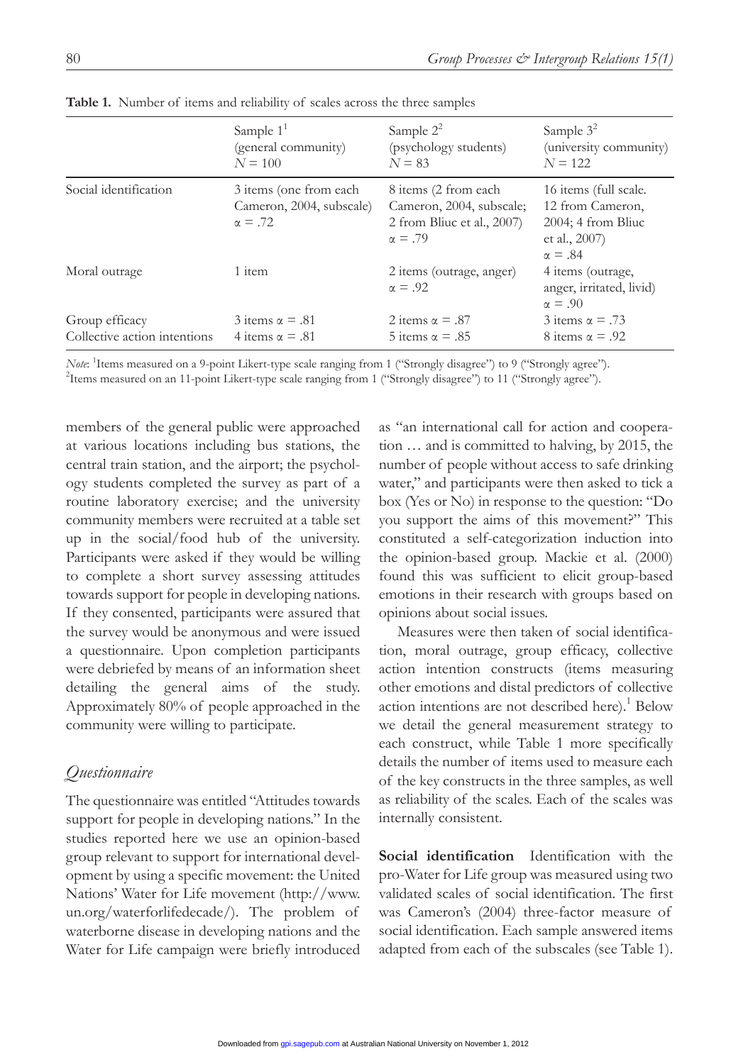**Table 1.** Number of items and reliability of scales across the three samples

| | Sample 1[1] (general community) $N = 100$ | Sample 2[2] (psychology students) $N = 83$ | Sample 3[2] (university community) $N = 122$ |
|---|---|---|---|
| Social identification | 3 items (one from each Cameron, 2004, subscale) $\alpha = .72$ | 8 items (2 from each Cameron, 2004, subscale; 2 from Bliuc et al., 2007) $\alpha = .79$ | 16 items (full scale. 12 from Cameron, 2004; 4 from Bliuc et al., 2007) $\alpha = .84$ |
| Moral outrage | 1 item | 2 items (outrage, anger) $\alpha = .92$ | 4 items (outrage, anger, irritated, livid) $\alpha = .90$ |
| Group efficacy | 3 items $\alpha = .81$ | 2 items $\alpha = .87$ | 3 items $\alpha = .73$ |
| Collective action intentions | 4 items $\alpha = .81$ | 5 items $\alpha = .85$ | 8 items $\alpha = .92$ |

*Note*: [1]Items measured on a 9-point Likert-type scale ranging from 1 ("Strongly disagree") to 9 ("Strongly agree").
[2]Items measured on an 11-point Likert-type scale ranging from 1 ("Strongly disagree") to 11 ("Strongly agree").

members of the general public were approached at various locations including bus stations, the central train station, and the airport; the psychology students completed the survey as part of a routine laboratory exercise; and the university community members were recruited at a table set up in the social/food hub of the university. Participants were asked if they would be willing to complete a short survey assessing attitudes towards support for people in developing nations. If they consented, participants were assured that the survey would be anonymous and were issued a questionnaire. Upon completion participants were debriefed by means of an information sheet detailing the general aims of the study. Approximately 80% of people approached in the community were willing to participate.

## Questionnaire

The questionnaire was entitled "Attitudes towards support for people in developing nations." In the studies reported here we use an opinion-based group relevant to support for international development by using a specific movement: the United Nations' Water for Life movement (http://www.un.org/waterforlifedecade/). The problem of waterborne disease in developing nations and the Water for Life campaign were briefly introduced as "an international call for action and cooperation … and is committed to halving, by 2015, the number of people without access to safe drinking water," and participants were then asked to tick a box (Yes or No) in response to the question: "Do you support the aims of this movement?" This constituted a self-categorization induction into the opinion-based group. Mackie et al. (2000) found this was sufficient to elicit group-based emotions in their research with groups based on opinions about social issues.

Measures were then taken of social identification, moral outrage, group efficacy, collective action intention constructs (items measuring other emotions and distal predictors of collective action intentions are not described here).[1] Below we detail the general measurement strategy to each construct, while Table 1 more specifically details the number of items used to measure each of the key constructs in the three samples, as well as reliability of the scales. Each of the scales was internally consistent.

**Social identification** Identification with the pro-Water for Life group was measured using two validated scales of social identification. The first was Cameron's (2004) three-factor measure of social identification. Each sample answered items adapted from each of the subscales (see Table 1).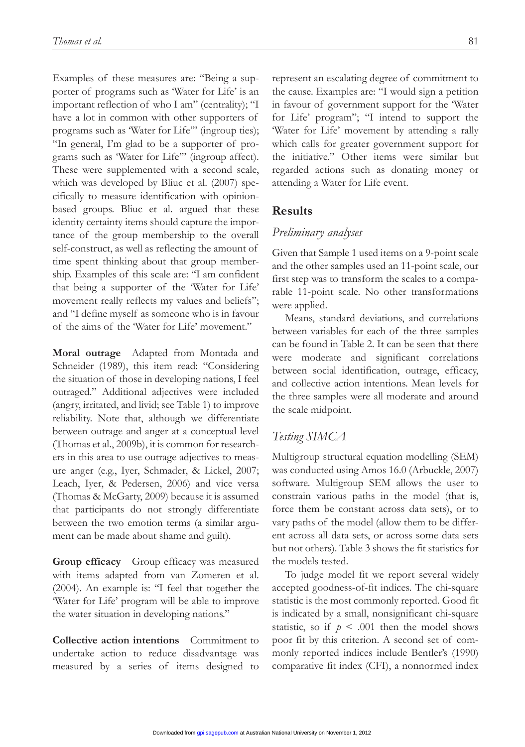Examples of these measures are: "Being a supporter of programs such as 'Water for Life' is an important reflection of who I am" (centrality); "I have a lot in common with other supporters of programs such as 'Water for Life'" (ingroup ties); "In general, I'm glad to be a supporter of programs such as 'Water for Life'" (ingroup affect). These were supplemented with a second scale, which was developed by Bliuc et al. (2007) specifically to measure identification with opinion-based groups. Bliuc et al. argued that these identity certainty items should capture the importance of the group membership to the overall self-construct, as well as reflecting the amount of time spent thinking about that group membership. Examples of this scale are: "I am confident that being a supporter of the 'Water for Life' movement really reflects my values and beliefs"; and "I define myself as someone who is in favour of the aims of the 'Water for Life' movement."

**Moral outrage** Adapted from Montada and Schneider (1989), this item read: "Considering the situation of those in developing nations, I feel outraged." Additional adjectives were included (angry, irritated, and livid; see Table 1) to improve reliability. Note that, although we differentiate between outrage and anger at a conceptual level (Thomas et al., 2009b), it is common for researchers in this area to use outrage adjectives to measure anger (e.g., Iyer, Schmader, & Lickel, 2007; Leach, Iyer, & Pedersen, 2006) and vice versa (Thomas & McGarty, 2009) because it is assumed that participants do not strongly differentiate between the two emotion terms (a similar argument can be made about shame and guilt).

**Group efficacy** Group efficacy was measured with items adapted from van Zomeren et al. (2004). An example is: "I feel that together the 'Water for Life' program will be able to improve the water situation in developing nations."

**Collective action intentions** Commitment to undertake action to reduce disadvantage was measured by a series of items designed to represent an escalating degree of commitment to the cause. Examples are: "I would sign a petition in favour of government support for the 'Water for Life' program"; "I intend to support the 'Water for Life' movement by attending a rally which calls for greater government support for the initiative." Other items were similar but regarded actions such as donating money or attending a Water for Life event.

## Results

### *Preliminary analyses*

Given that Sample 1 used items on a 9-point scale and the other samples used an 11-point scale, our first step was to transform the scales to a comparable 11-point scale. No other transformations were applied.

Means, standard deviations, and correlations between variables for each of the three samples can be found in Table 2. It can be seen that there were moderate and significant correlations between social identification, outrage, efficacy, and collective action intentions. Mean levels for the three samples were all moderate and around the scale midpoint.

### *Testing SIMCA*

Multigroup structural equation modelling (SEM) was conducted using Amos 16.0 (Arbuckle, 2007) software. Multigroup SEM allows the user to constrain various paths in the model (that is, force them be constant across data sets), or to vary paths of the model (allow them to be different across all data sets, or across some data sets but not others). Table 3 shows the fit statistics for the models tested.

To judge model fit we report several widely accepted goodness-of-fit indices. The chi-square statistic is the most commonly reported. Good fit is indicated by a small, nonsignificant chi-square statistic, so if $p < .001$ then the model shows poor fit by this criterion. A second set of commonly reported indices include Bentler's (1990) comparative fit index (CFI), a nonnormed index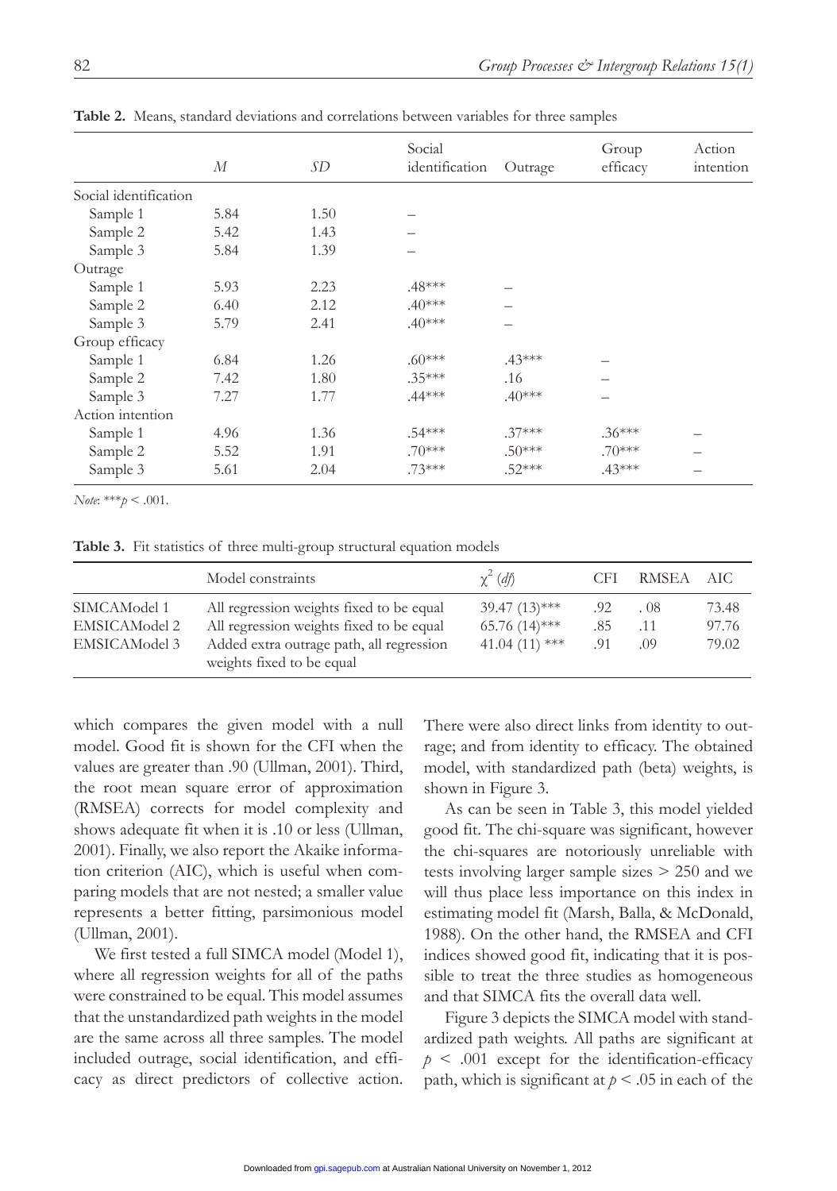**Table 2.** Means, standard deviations and correlations between variables for three samples

| | *M* | *SD* | Social identification | Outrage | Group efficacy | Action intention |
|---|---|---|---|---|---|---|
| Social identification | | | | | | |
| Sample 1 | 5.84 | 1.50 | – | | | |
| Sample 2 | 5.42 | 1.43 | – | | | |
| Sample 3 | 5.84 | 1.39 | – | | | |
| Outrage | | | | | | |
| Sample 1 | 5.93 | 2.23 | .48*** | – | | |
| Sample 2 | 6.40 | 2.12 | .40*** | – | | |
| Sample 3 | 5.79 | 2.41 | .40*** | – | | |
| Group efficacy | | | | | | |
| Sample 1 | 6.84 | 1.26 | .60*** | .43*** | – | |
| Sample 2 | 7.42 | 1.80 | .35*** | .16 | – | |
| Sample 3 | 7.27 | 1.77 | .44*** | .40*** | – | |
| Action intention | | | | | | |
| Sample 1 | 4.96 | 1.36 | .54*** | .37*** | .36*** | – |
| Sample 2 | 5.52 | 1.91 | .70*** | .50*** | .70*** | – |
| Sample 3 | 5.61 | 2.04 | .73*** | .52*** | .43*** | – |

*Note*: ***$p$ < .001.

**Table 3.** Fit statistics of three multi-group structural equation models

| | Model constraints | $\chi^2$ (*df*) | CFI | RMSEA | AIC |
|---|---|---|---|---|---|
| SIMCAModel 1 | All regression weights fixed to be equal | 39.47 (13)*** | .92 | . 08 | 73.48 |
| EMSICAModel 2 | All regression weights fixed to be equal | 65.76 (14)*** | .85 | .11 | 97.76 |
| EMSICAModel 3 | Added extra outrage path, all regression weights fixed to be equal | 41.04 (11) *** | .91 | .09 | 79.02 |

which compares the given model with a null model. Good fit is shown for the CFI when the values are greater than .90 (Ullman, 2001). Third, the root mean square error of approximation (RMSEA) corrects for model complexity and shows adequate fit when it is .10 or less (Ullman, 2001). Finally, we also report the Akaike information criterion (AIC), which is useful when comparing models that are not nested; a smaller value represents a better fitting, parsimonious model (Ullman, 2001).

We first tested a full SIMCA model (Model 1), where all regression weights for all of the paths were constrained to be equal. This model assumes that the unstandardized path weights in the model are the same across all three samples. The model included outrage, social identification, and efficacy as direct predictors of collective action. There were also direct links from identity to outrage; and from identity to efficacy. The obtained model, with standardized path (beta) weights, is shown in Figure 3.

As can be seen in Table 3, this model yielded good fit. The chi-square was significant, however the chi-squares are notoriously unreliable with tests involving larger sample sizes > 250 and we will thus place less importance on this index in estimating model fit (Marsh, Balla, & McDonald, 1988). On the other hand, the RMSEA and CFI indices showed good fit, indicating that it is possible to treat the three studies as homogeneous and that SIMCA fits the overall data well.

Figure 3 depicts the SIMCA model with standardized path weights. All paths are significant at $p$ < .001 except for the identification-efficacy path, which is significant at $p$ < .05 in each of the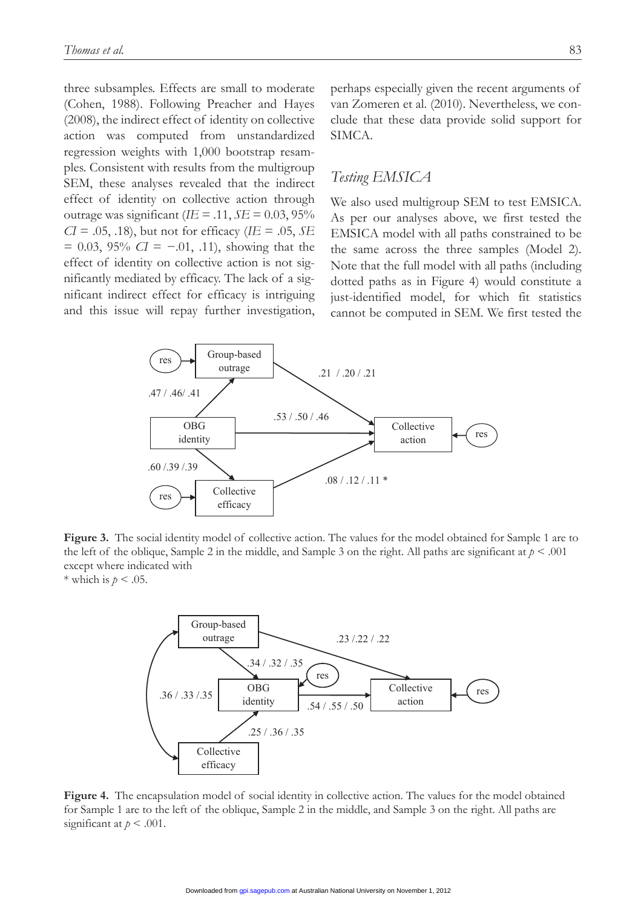three subsamples. Effects are small to moderate (Cohen, 1988). Following Preacher and Hayes (2008), the indirect effect of identity on collective action was computed from unstandardized regression weights with 1,000 bootstrap resamples. Consistent with results from the multigroup SEM, these analyses revealed that the indirect effect of identity on collective action through outrage was significant ($IE$ = .11, $SE$ = 0.03, 95% $CI$ = .05, .18), but not for efficacy ($IE$ = .05, $SE$ = 0.03, 95% $CI$ = −.01, .11), showing that the effect of identity on collective action is not significantly mediated by efficacy. The lack of a significant indirect effect for efficacy is intriguing and this issue will repay further investigation, perhaps especially given the recent arguments of van Zomeren et al. (2010). Nevertheless, we conclude that these data provide solid support for SIMCA.

## *Testing EMSICA*

We also used multigroup SEM to test EMSICA. As per our analyses above, we first tested the EMSICA model with all paths constrained to be the same across the three samples (Model 2). Note that the full model with all paths (including dotted paths as in Figure 4) would constitute a just-identified model, for which fit statistics cannot be computed in SEM. We first tested the

**Figure 3.** The social identity model of collective action. The values for the model obtained for Sample 1 are to the left of the oblique, Sample 2 in the middle, and Sample 3 on the right. All paths are significant at $p < .001$ except where indicated with
* which is $p < .05$.

**Figure 4.** The encapsulation model of social identity in collective action. The values for the model obtained for Sample 1 are to the left of the oblique, Sample 2 in the middle, and Sample 3 on the right. All paths are significant at $p < .001$.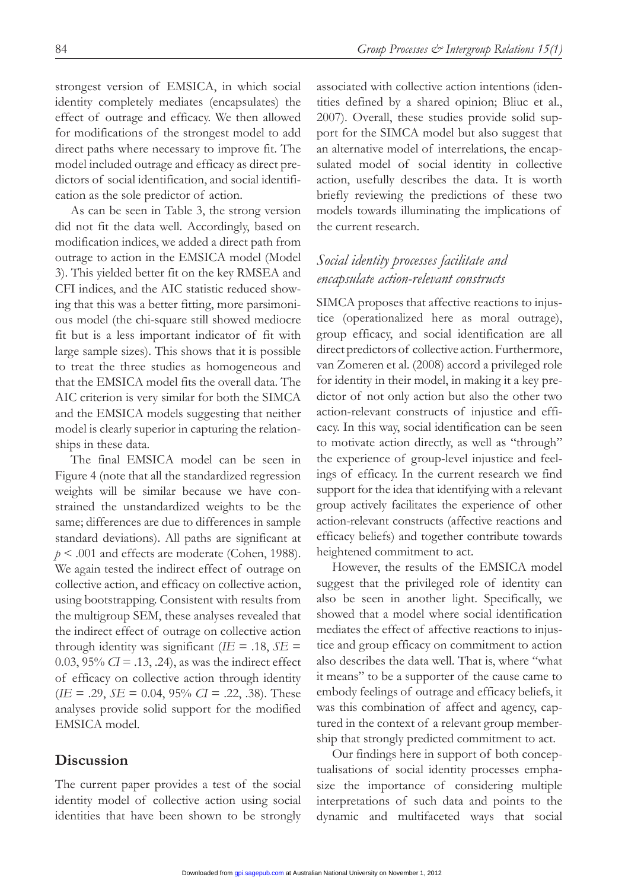strongest version of EMSICA, in which social identity completely mediates (encapsulates) the effect of outrage and efficacy. We then allowed for modifications of the strongest model to add direct paths where necessary to improve fit. The model included outrage and efficacy as direct predictors of social identification, and social identification as the sole predictor of action.

As can be seen in Table 3, the strong version did not fit the data well. Accordingly, based on modification indices, we added a direct path from outrage to action in the EMSICA model (Model 3). This yielded better fit on the key RMSEA and CFI indices, and the AIC statistic reduced showing that this was a better fitting, more parsimonious model (the chi-square still showed mediocre fit but is a less important indicator of fit with large sample sizes). This shows that it is possible to treat the three studies as homogeneous and that the EMSICA model fits the overall data. The AIC criterion is very similar for both the SIMCA and the EMSICA models suggesting that neither model is clearly superior in capturing the relationships in these data.

The final EMSICA model can be seen in Figure 4 (note that all the standardized regression weights will be similar because we have constrained the unstandardized weights to be the same; differences are due to differences in sample standard deviations). All paths are significant at $p < .001$ and effects are moderate (Cohen, 1988). We again tested the indirect effect of outrage on collective action, and efficacy on collective action, using bootstrapping. Consistent with results from the multigroup SEM, these analyses revealed that the indirect effect of outrage on collective action through identity was significant ($IE = .18$, $SE = 0.03$, 95% $CI = .13, .24$), as was the indirect effect of efficacy on collective action through identity ($IE = .29$, $SE = 0.04$, 95% $CI = .22, .38$). These analyses provide solid support for the modified EMSICA model.

## Discussion

The current paper provides a test of the social identity model of collective action using social identities that have been shown to be strongly associated with collective action intentions (identities defined by a shared opinion; Bliuc et al., 2007). Overall, these studies provide solid support for the SIMCA model but also suggest that an alternative model of interrelations, the encapsulated model of social identity in collective action, usefully describes the data. It is worth briefly reviewing the predictions of these two models towards illuminating the implications of the current research.

### *Social identity processes facilitate and encapsulate action-relevant constructs*

SIMCA proposes that affective reactions to injustice (operationalized here as moral outrage), group efficacy, and social identification are all direct predictors of collective action. Furthermore, van Zomeren et al. (2008) accord a privileged role for identity in their model, in making it a key predictor of not only action but also the other two action-relevant constructs of injustice and efficacy. In this way, social identification can be seen to motivate action directly, as well as "through" the experience of group-level injustice and feelings of efficacy. In the current research we find support for the idea that identifying with a relevant group actively facilitates the experience of other action-relevant constructs (affective reactions and efficacy beliefs) and together contribute towards heightened commitment to act.

However, the results of the EMSICA model suggest that the privileged role of identity can also be seen in another light. Specifically, we showed that a model where social identification mediates the effect of affective reactions to injustice and group efficacy on commitment to action also describes the data well. That is, where "what it means" to be a supporter of the cause came to embody feelings of outrage and efficacy beliefs, it was this combination of affect and agency, captured in the context of a relevant group membership that strongly predicted commitment to act.

Our findings here in support of both conceptualisations of social identity processes emphasize the importance of considering multiple interpretations of such data and points to the dynamic and multifaceted ways that social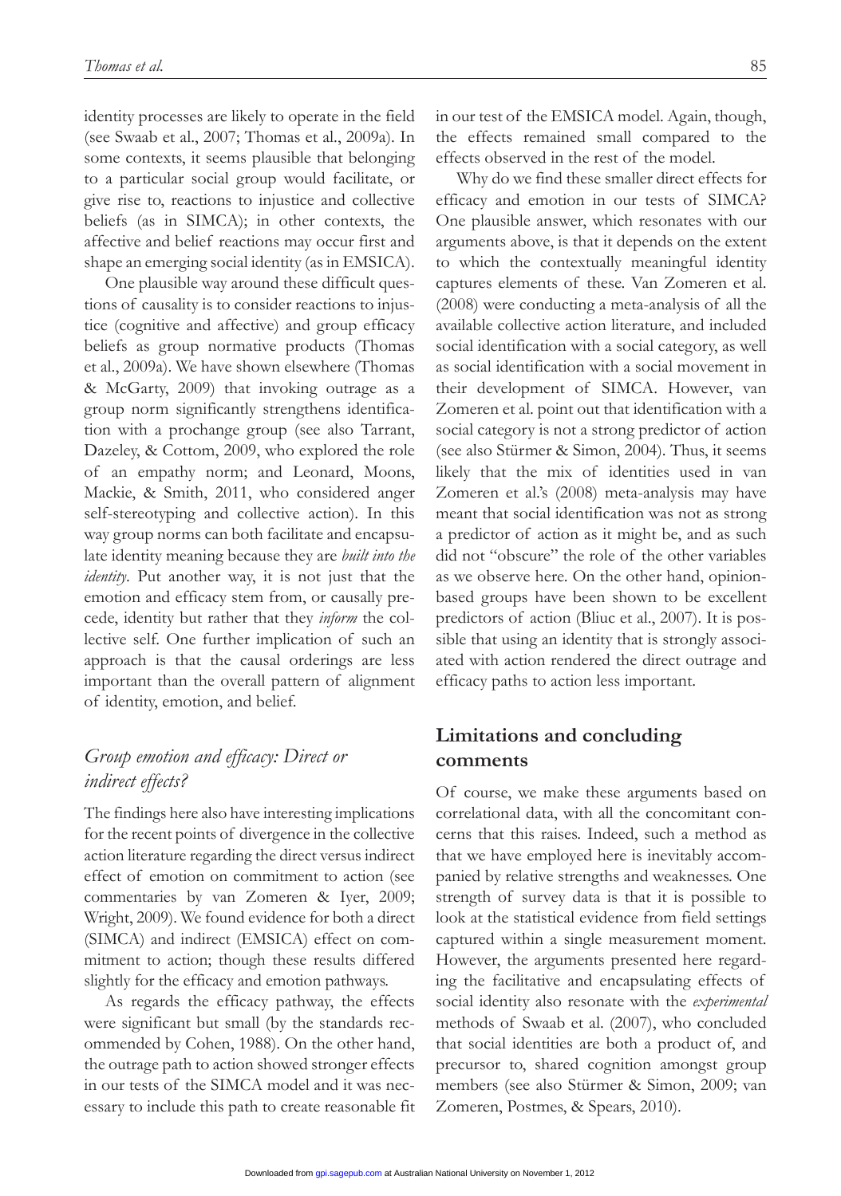identity processes are likely to operate in the field (see Swaab et al., 2007; Thomas et al., 2009a). In some contexts, it seems plausible that belonging to a particular social group would facilitate, or give rise to, reactions to injustice and collective beliefs (as in SIMCA); in other contexts, the affective and belief reactions may occur first and shape an emerging social identity (as in EMSICA).

One plausible way around these difficult questions of causality is to consider reactions to injustice (cognitive and affective) and group efficacy beliefs as group normative products (Thomas et al., 2009a). We have shown elsewhere (Thomas & McGarty, 2009) that invoking outrage as a group norm significantly strengthens identification with a prochange group (see also Tarrant, Dazeley, & Cottom, 2009, who explored the role of an empathy norm; and Leonard, Moons, Mackie, & Smith, 2011, who considered anger self-stereotyping and collective action). In this way group norms can both facilitate and encapsulate identity meaning because they are *built into the identity*. Put another way, it is not just that the emotion and efficacy stem from, or causally precede, identity but rather that they *inform* the collective self. One further implication of such an approach is that the causal orderings are less important than the overall pattern of alignment of identity, emotion, and belief.

### *Group emotion and efficacy: Direct or indirect effects?*

The findings here also have interesting implications for the recent points of divergence in the collective action literature regarding the direct versus indirect effect of emotion on commitment to action (see commentaries by van Zomeren & Iyer, 2009; Wright, 2009). We found evidence for both a direct (SIMCA) and indirect (EMSICA) effect on commitment to action; though these results differed slightly for the efficacy and emotion pathways.

As regards the efficacy pathway, the effects were significant but small (by the standards recommended by Cohen, 1988). On the other hand, the outrage path to action showed stronger effects in our tests of the SIMCA model and it was necessary to include this path to create reasonable fit in our test of the EMSICA model. Again, though, the effects remained small compared to the effects observed in the rest of the model.

Why do we find these smaller direct effects for efficacy and emotion in our tests of SIMCA? One plausible answer, which resonates with our arguments above, is that it depends on the extent to which the contextually meaningful identity captures elements of these. Van Zomeren et al. (2008) were conducting a meta-analysis of all the available collective action literature, and included social identification with a social category, as well as social identification with a social movement in their development of SIMCA. However, van Zomeren et al. point out that identification with a social category is not a strong predictor of action (see also Stürmer & Simon, 2004). Thus, it seems likely that the mix of identities used in van Zomeren et al.'s (2008) meta-analysis may have meant that social identification was not as strong a predictor of action as it might be, and as such did not "obscure" the role of the other variables as we observe here. On the other hand, opinion-based groups have been shown to be excellent predictors of action (Bliuc et al., 2007). It is possible that using an identity that is strongly associated with action rendered the direct outrage and efficacy paths to action less important.

## Limitations and concluding comments

Of course, we make these arguments based on correlational data, with all the concomitant concerns that this raises. Indeed, such a method as that we have employed here is inevitably accompanied by relative strengths and weaknesses. One strength of survey data is that it is possible to look at the statistical evidence from field settings captured within a single measurement moment. However, the arguments presented here regarding the facilitative and encapsulating effects of social identity also resonate with the *experimental* methods of Swaab et al. (2007), who concluded that social identities are both a product of, and precursor to, shared cognition amongst group members (see also Stürmer & Simon, 2009; van Zomeren, Postmes, & Spears, 2010).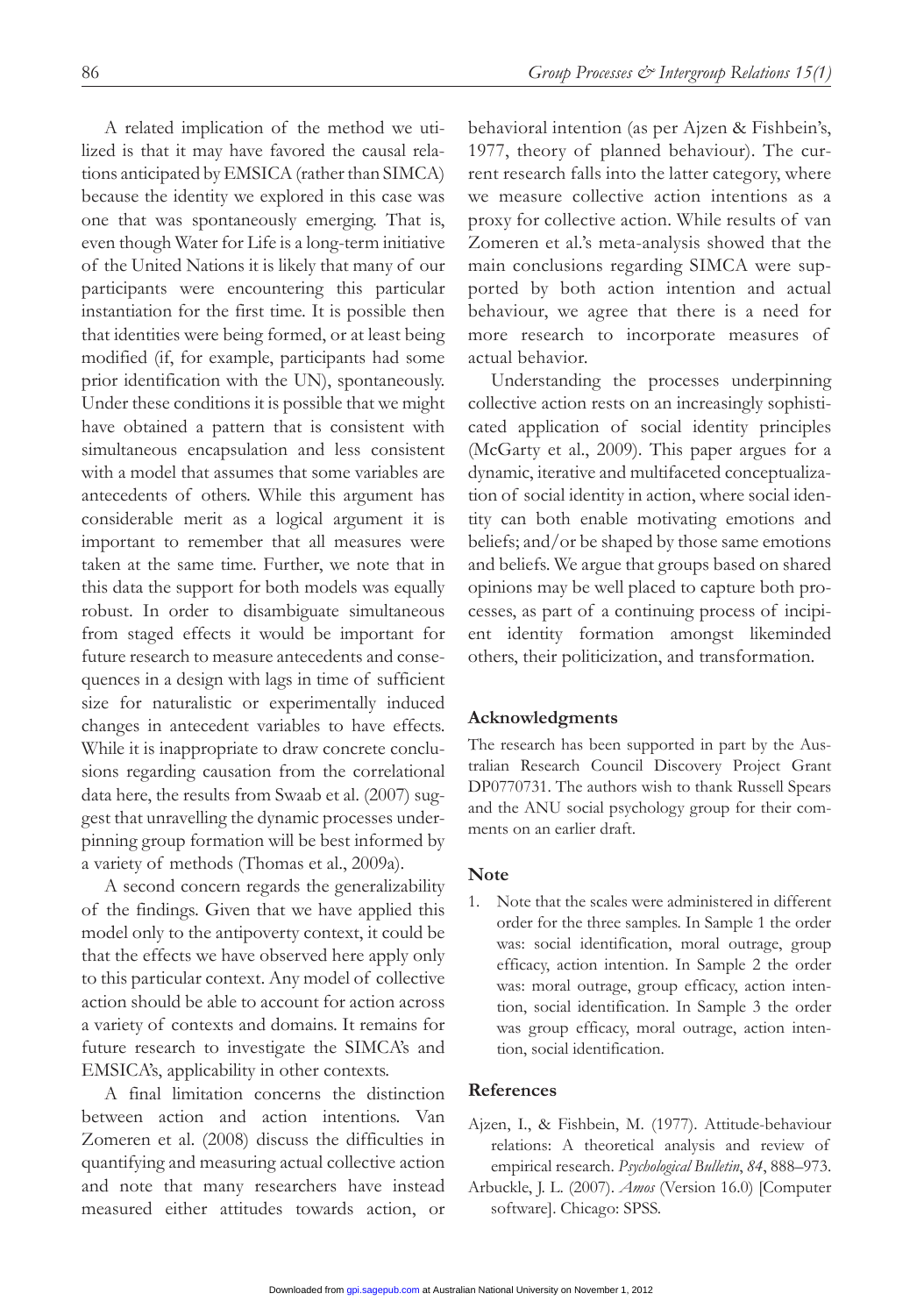A related implication of the method we utilized is that it may have favored the causal relations anticipated by EMSICA (rather than SIMCA) because the identity we explored in this case was one that was spontaneously emerging. That is, even though Water for Life is a long-term initiative of the United Nations it is likely that many of our participants were encountering this particular instantiation for the first time. It is possible then that identities were being formed, or at least being modified (if, for example, participants had some prior identification with the UN), spontaneously. Under these conditions it is possible that we might have obtained a pattern that is consistent with simultaneous encapsulation and less consistent with a model that assumes that some variables are antecedents of others. While this argument has considerable merit as a logical argument it is important to remember that all measures were taken at the same time. Further, we note that in this data the support for both models was equally robust. In order to disambiguate simultaneous from staged effects it would be important for future research to measure antecedents and consequences in a design with lags in time of sufficient size for naturalistic or experimentally induced changes in antecedent variables to have effects. While it is inappropriate to draw concrete conclusions regarding causation from the correlational data here, the results from Swaab et al. (2007) suggest that unravelling the dynamic processes underpinning group formation will be best informed by a variety of methods (Thomas et al., 2009a).

A second concern regards the generalizability of the findings. Given that we have applied this model only to the antipoverty context, it could be that the effects we have observed here apply only to this particular context. Any model of collective action should be able to account for action across a variety of contexts and domains. It remains for future research to investigate the SIMCA's and EMSICA's, applicability in other contexts.

A final limitation concerns the distinction between action and action intentions. Van Zomeren et al. (2008) discuss the difficulties in quantifying and measuring actual collective action and note that many researchers have instead measured either attitudes towards action, or behavioral intention (as per Ajzen & Fishbein's, 1977, theory of planned behaviour). The current research falls into the latter category, where we measure collective action intentions as a proxy for collective action. While results of van Zomeren et al.'s meta-analysis showed that the main conclusions regarding SIMCA were supported by both action intention and actual behaviour, we agree that there is a need for more research to incorporate measures of actual behavior.

Understanding the processes underpinning collective action rests on an increasingly sophisticated application of social identity principles (McGarty et al., 2009). This paper argues for a dynamic, iterative and multifaceted conceptualization of social identity in action, where social identity can both enable motivating emotions and beliefs; and/or be shaped by those same emotions and beliefs. We argue that groups based on shared opinions may be well placed to capture both processes, as part of a continuing process of incipient identity formation amongst likeminded others, their politicization, and transformation.

## Acknowledgments

The research has been supported in part by the Australian Research Council Discovery Project Grant DP0770731. The authors wish to thank Russell Spears and the ANU social psychology group for their comments on an earlier draft.

## Note

1. Note that the scales were administered in different order for the three samples. In Sample 1 the order was: social identification, moral outrage, group efficacy, action intention. In Sample 2 the order was: moral outrage, group efficacy, action intention, social identification. In Sample 3 the order was group efficacy, moral outrage, action intention, social identification.

## References

Ajzen, I., & Fishbein, M. (1977). Attitude-behaviour relations: A theoretical analysis and review of empirical research. *Psychological Bulletin*, *84*, 888–973.

Arbuckle, J. L. (2007). *Amos* (Version 16.0) [Computer software]. Chicago: SPSS.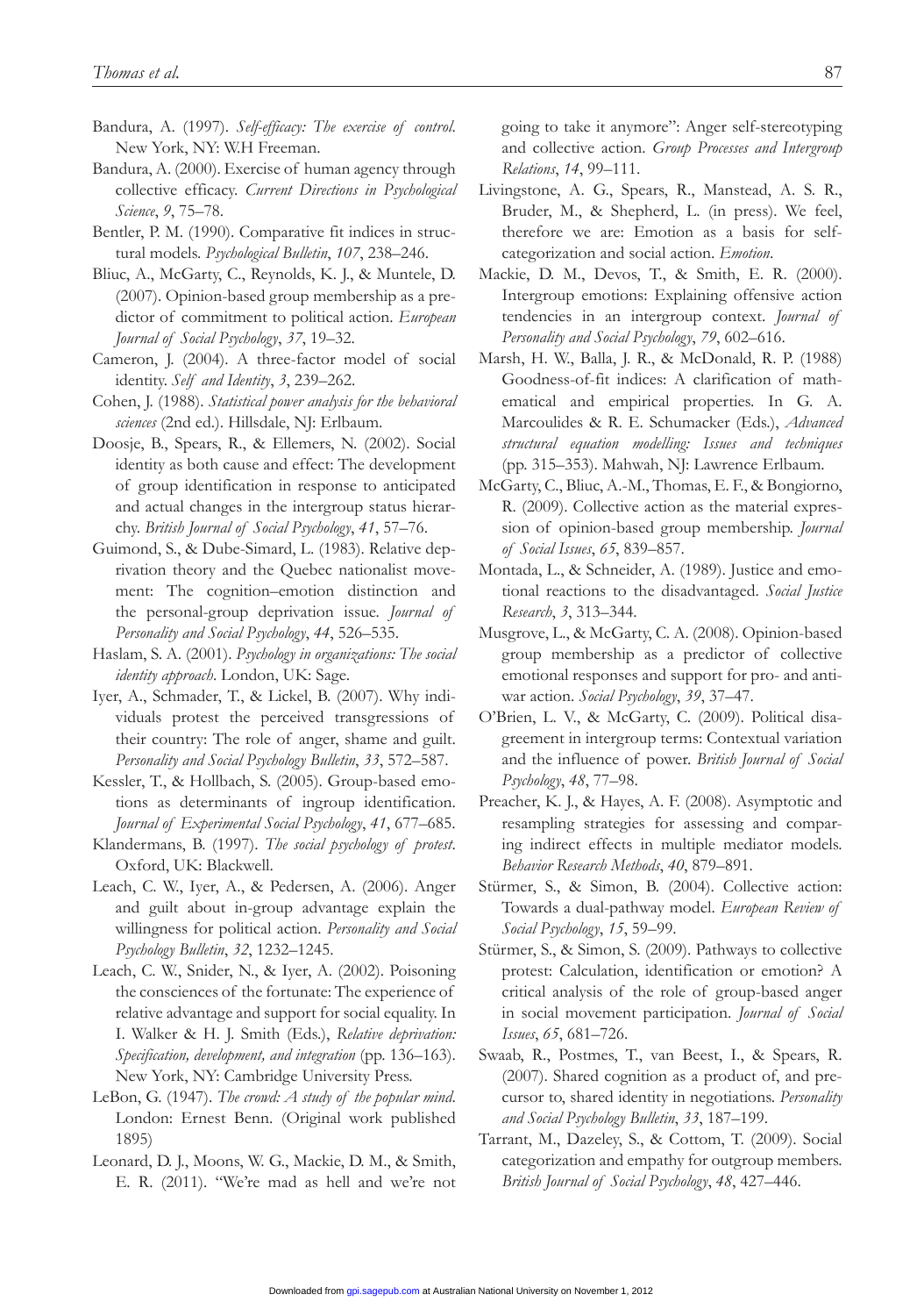Bandura, A. (1997). *Self-efficacy: The exercise of control.* New York, NY: W.H Freeman.

Bandura, A. (2000). Exercise of human agency through collective efficacy. *Current Directions in Psychological Science*, *9*, 75–78.

Bentler, P. M. (1990). Comparative fit indices in structural models. *Psychological Bulletin*, *107*, 238–246.

Bliuc, A., McGarty, C., Reynolds, K. J., & Muntele, D. (2007). Opinion-based group membership as a predictor of commitment to political action. *European Journal of Social Psychology*, *37*, 19–32.

Cameron, J. (2004). A three-factor model of social identity. *Self and Identity*, *3*, 239–262.

Cohen, J. (1988). *Statistical power analysis for the behavioral sciences* (2nd ed.). Hillsdale, NJ: Erlbaum.

Doosje, B., Spears, R., & Ellemers, N. (2002). Social identity as both cause and effect: The development of group identification in response to anticipated and actual changes in the intergroup status hierarchy. *British Journal of Social Psychology*, *41*, 57–76.

Guimond, S., & Dube-Simard, L. (1983). Relative deprivation theory and the Quebec nationalist movement: The cognition–emotion distinction and the personal-group deprivation issue. *Journal of Personality and Social Psychology*, *44*, 526–535.

Haslam, S. A. (2001). *Psychology in organizations: The social identity approach*. London, UK: Sage.

Iyer, A., Schmader, T., & Lickel, B. (2007). Why individuals protest the perceived transgressions of their country: The role of anger, shame and guilt. *Personality and Social Psychology Bulletin*, *33*, 572–587.

Kessler, T., & Hollbach, S. (2005). Group-based emotions as determinants of ingroup identification. *Journal of Experimental Social Psychology*, *41*, 677–685.

Klandermans, B. (1997). *The social psychology of protest*. Oxford, UK: Blackwell.

Leach, C. W., Iyer, A., & Pedersen, A. (2006). Anger and guilt about in-group advantage explain the willingness for political action. *Personality and Social Psychology Bulletin*, *32*, 1232–1245.

Leach, C. W., Snider, N., & Iyer, A. (2002). Poisoning the consciences of the fortunate: The experience of relative advantage and support for social equality. In I. Walker & H. J. Smith (Eds.), *Relative deprivation: Specification, development, and integration* (pp. 136–163). New York, NY: Cambridge University Press.

LeBon, G. (1947). *The crowd: A study of the popular mind*. London: Ernest Benn. (Original work published 1895)

Leonard, D. J., Moons, W. G., Mackie, D. M., & Smith, E. R. (2011). "We're mad as hell and we're not going to take it anymore": Anger self-stereotyping and collective action. *Group Processes and Intergroup Relations*, *14*, 99–111.

Livingstone, A. G., Spears, R., Manstead, A. S. R., Bruder, M., & Shepherd, L. (in press). We feel, therefore we are: Emotion as a basis for self-categorization and social action. *Emotion*.

Mackie, D. M., Devos, T., & Smith, E. R. (2000). Intergroup emotions: Explaining offensive action tendencies in an intergroup context. *Journal of Personality and Social Psychology*, *79*, 602–616.

Marsh, H. W., Balla, J. R., & McDonald, R. P. (1988) Goodness-of-fit indices: A clarification of mathematical and empirical properties. In G. A. Marcoulides & R. E. Schumacker (Eds.), *Advanced structural equation modelling: Issues and techniques* (pp. 315–353). Mahwah, NJ: Lawrence Erlbaum.

McGarty, C., Bliuc, A.-M., Thomas, E. F., & Bongiorno, R. (2009). Collective action as the material expression of opinion-based group membership. *Journal of Social Issues*, *65*, 839–857.

Montada, L., & Schneider, A. (1989). Justice and emotional reactions to the disadvantaged. *Social Justice Research*, *3*, 313–344.

Musgrove, L., & McGarty, C. A. (2008). Opinion-based group membership as a predictor of collective emotional responses and support for pro- and anti-war action. *Social Psychology*, *39*, 37–47.

O'Brien, L. V., & McGarty, C. (2009). Political disagreement in intergroup terms: Contextual variation and the influence of power. *British Journal of Social Psychology*, *48*, 77–98.

Preacher, K. J., & Hayes, A. F. (2008). Asymptotic and resampling strategies for assessing and comparing indirect effects in multiple mediator models. *Behavior Research Methods*, *40*, 879–891.

Stürmer, S., & Simon, B. (2004). Collective action: Towards a dual-pathway model. *European Review of Social Psychology*, *15*, 59–99.

Stürmer, S., & Simon, S. (2009). Pathways to collective protest: Calculation, identification or emotion? A critical analysis of the role of group-based anger in social movement participation. *Journal of Social Issues*, *65*, 681–726.

Swaab, R., Postmes, T., van Beest, I., & Spears, R. (2007). Shared cognition as a product of, and precursor to, shared identity in negotiations. *Personality and Social Psychology Bulletin*, *33*, 187–199.

Tarrant, M., Dazeley, S., & Cottom, T. (2009). Social categorization and empathy for outgroup members. *British Journal of Social Psychology*, *48*, 427–446.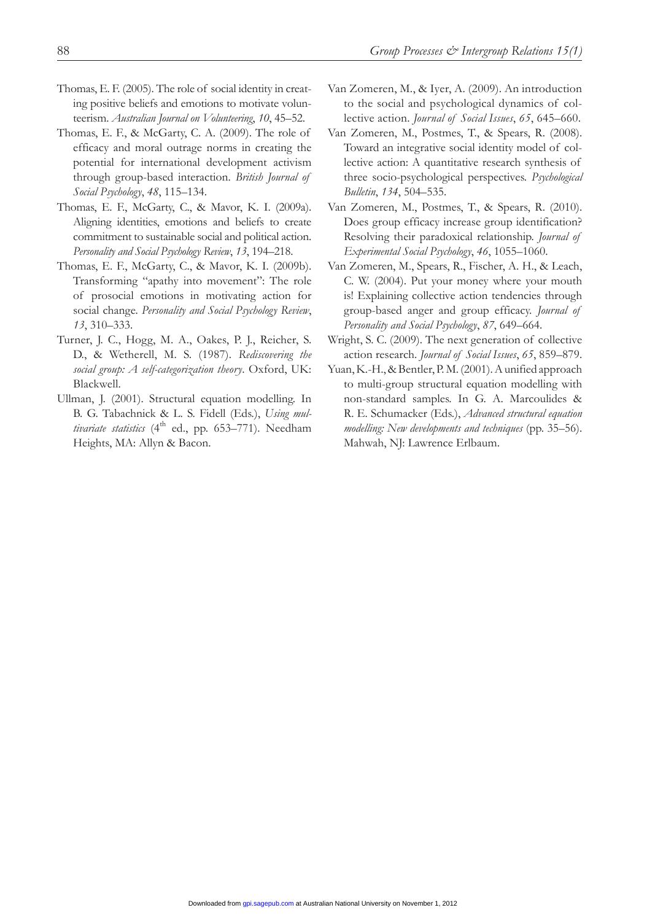Thomas, E. F. (2005). The role of social identity in creating positive beliefs and emotions to motivate volunteerism. *Australian Journal on Volunteering*, *10*, 45–52.

Thomas, E. F., & McGarty, C. A. (2009). The role of efficacy and moral outrage norms in creating the potential for international development activism through group-based interaction. *British Journal of Social Psychology*, *48*, 115–134.

Thomas, E. F., McGarty, C., & Mavor, K. I. (2009a). Aligning identities, emotions and beliefs to create commitment to sustainable social and political action. *Personality and Social Psychology Review*, *13*, 194–218.

Thomas, E. F., McGarty, C., & Mavor, K. I. (2009b). Transforming "apathy into movement": The role of prosocial emotions in motivating action for social change. *Personality and Social Psychology Review*, *13*, 310–333.

Turner, J. C., Hogg, M. A., Oakes, P. J., Reicher, S. D., & Wetherell, M. S. (1987). *Rediscovering the social group: A self-categorization theory*. Oxford, UK: Blackwell.

Ullman, J. (2001). Structural equation modelling. In B. G. Tabachnick & L. S. Fidell (Eds.), *Using multivariate statistics* (4th ed., pp. 653–771). Needham Heights, MA: Allyn & Bacon.

Van Zomeren, M., & Iyer, A. (2009). An introduction to the social and psychological dynamics of collective action. *Journal of Social Issues*, *65*, 645–660.

Van Zomeren, M., Postmes, T., & Spears, R. (2008). Toward an integrative social identity model of collective action: A quantitative research synthesis of three socio-psychological perspectives. *Psychological Bulletin*, *134*, 504–535.

Van Zomeren, M., Postmes, T., & Spears, R. (2010). Does group efficacy increase group identification? Resolving their paradoxical relationship. *Journal of Experimental Social Psychology*, *46*, 1055–1060.

Van Zomeren, M., Spears, R., Fischer, A. H., & Leach, C. W. (2004). Put your money where your mouth is! Explaining collective action tendencies through group-based anger and group efficacy. *Journal of Personality and Social Psychology*, *87*, 649–664.

Wright, S. C. (2009). The next generation of collective action research. *Journal of Social Issues*, *65*, 859–879.

Yuan, K.-H., & Bentler, P. M. (2001). A unified approach to multi-group structural equation modelling with non-standard samples. In G. A. Marcoulides & R. E. Schumacker (Eds.), *Advanced structural equation modelling: New developments and techniques* (pp. 35–56). Mahwah, NJ: Lawrence Erlbaum.